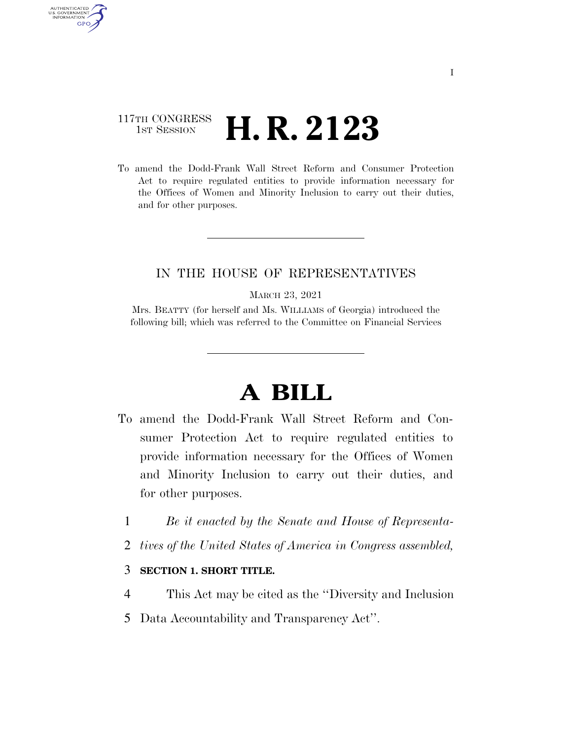117TH CONGRESS
1ST SESSION

# H. R. 2123

To amend the Dodd-Frank Wall Street Reform and Consumer Protection Act to require regulated entities to provide information necessary for the Offices of Women and Minority Inclusion to carry out their duties, and for other purposes.

IN THE HOUSE OF REPRESENTATIVES

MARCH 23, 2021

Mrs. BEATTY (for herself and Ms. WILLIAMS of Georgia) introduced the following bill; which was referred to the Committee on Financial Services

# A BILL

To amend the Dodd-Frank Wall Street Reform and Consumer Protection Act to require regulated entities to provide information necessary for the Offices of Women and Minority Inclusion to carry out their duties, and for other purposes.

1 *Be it enacted by the Senate and House of Representa-*
2 *tives of the United States of America in Congress assembled,*

3 **SECTION 1. SHORT TITLE.**

4 This Act may be cited as the ''Diversity and Inclusion
5 Data Accountability and Transparency Act''.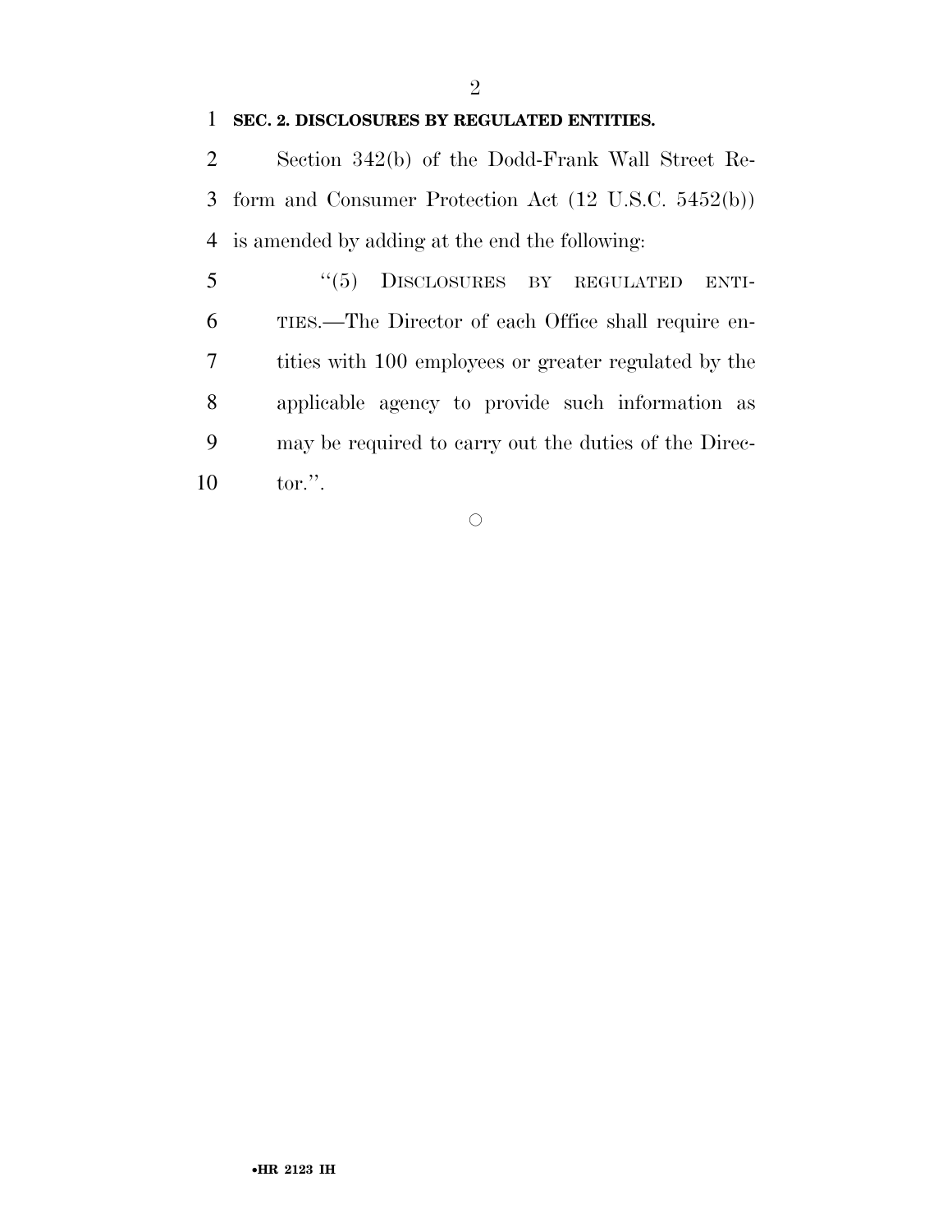**SEC. 2. DISCLOSURES BY REGULATED ENTITIES.**

Section 342(b) of the Dodd-Frank Wall Street Reform and Consumer Protection Act (12 U.S.C. 5452(b)) is amended by adding at the end the following:

"(5) DISCLOSURES BY REGULATED ENTITIES.—The Director of each Office shall require entities with 100 employees or greater regulated by the applicable agency to provide such information as may be required to carry out the duties of the Director.".